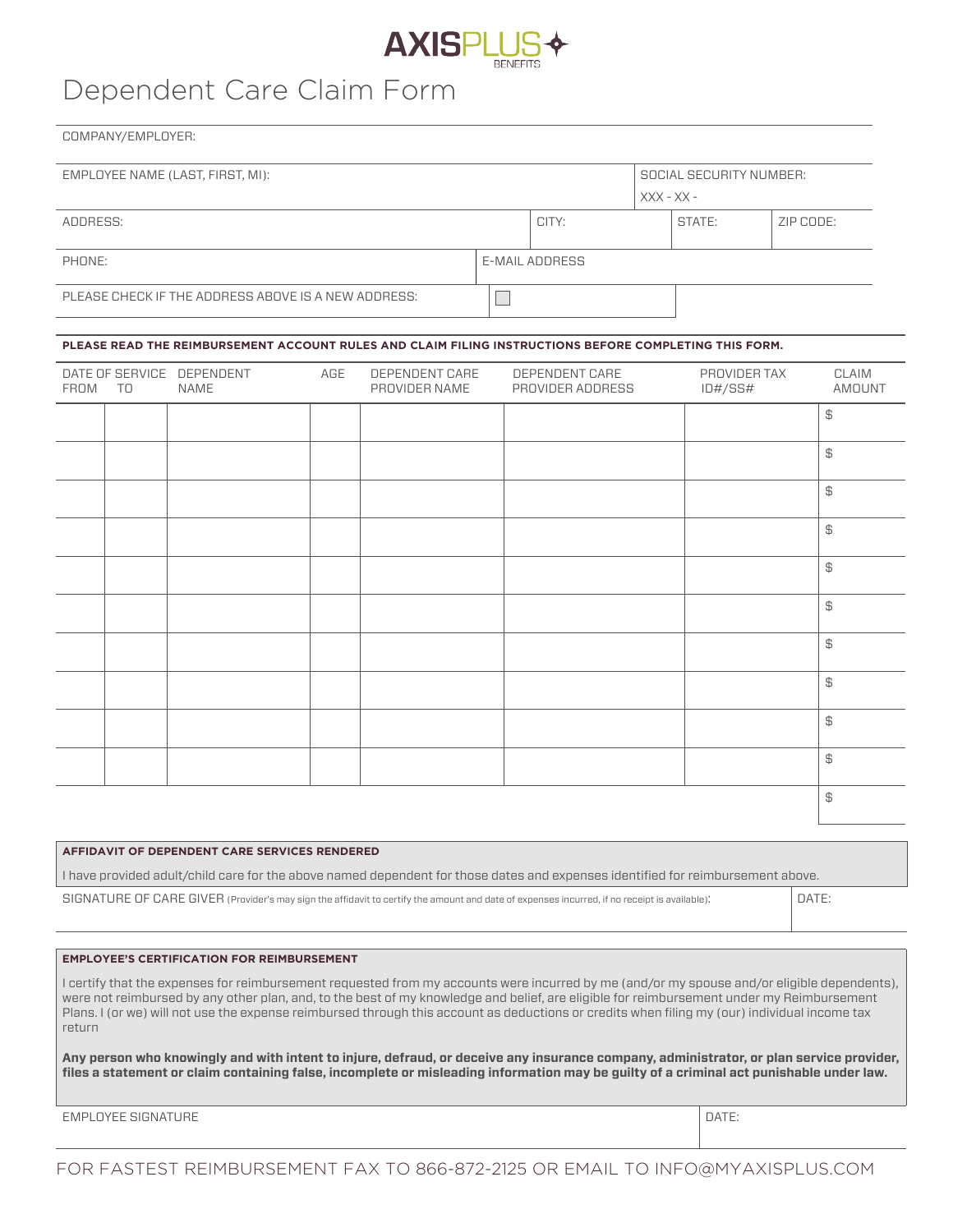AXISPLUS BENEFITS

# Dependent Care Claim Form

COMPANY/EMPLOYER:

| EMPLOYEE NAME (LAST, FIRST, MI): | | | SOCIAL SECURITY NUMBER: XXX - XX - |
|---|---|---|---|
| ADDRESS: | CITY: | STATE: | ZIP CODE: |
| PHONE: | E-MAIL ADDRESS | | |
| PLEASE CHECK IF THE ADDRESS ABOVE IS A NEW ADDRESS: ☐ | | | |

**PLEASE READ THE REIMBURSEMENT ACCOUNT RULES AND CLAIM FILING INSTRUCTIONS BEFORE COMPLETING THIS FORM.**

| DATE OF SERVICE FROM | TO | DEPENDENT NAME | AGE | DEPENDENT CARE PROVIDER NAME | DEPENDENT CARE PROVIDER ADDRESS | PROVIDER TAX ID#/SS# | CLAIM AMOUNT |
|---|---|---|---|---|---|---|---|
| | | | | | | | $ |
| | | | | | | | $ |
| | | | | | | | $ |
| | | | | | | | $ |
| | | | | | | | $ |
| | | | | | | | $ |
| | | | | | | | $ |
| | | | | | | | $ |
| | | | | | | | $ |
| | | | | | | | $ |
| | | | | | | | $ |

**AFFIDAVIT OF DEPENDENT CARE SERVICES RENDERED**

I have provided adult/child care for the above named dependent for those dates and expenses identified for reimbursement above.

| SIGNATURE OF CARE GIVER (Provider's may sign the affidavit to certify the amount and date of expenses incurred, if no receipt is available): | DATE: |
|---|---|

**EMPLOYEE'S CERTIFICATION FOR REIMBURSEMENT**

I certify that the expenses for reimbursement requested from my accounts were incurred by me (and/or my spouse and/or eligible dependents), were not reimbursed by any other plan, and, to the best of my knowledge and belief, are eligible for reimbursement under my Reimbursement Plans. I (or we) will not use the expense reimbursed through this account as deductions or credits when filing my (our) individual income tax return

**Any person who knowingly and with intent to injure, defraud, or deceive any insurance company, administrator, or plan service provider, files a statement or claim containing false, incomplete or misleading information may be guilty of a criminal act punishable under law.**

| EMPLOYEE SIGNATURE | DATE: |
|---|---|

FOR FASTEST REIMBURSEMENT FAX TO 866-872-2125 OR EMAIL TO INFO@MYAXISPLUS.COM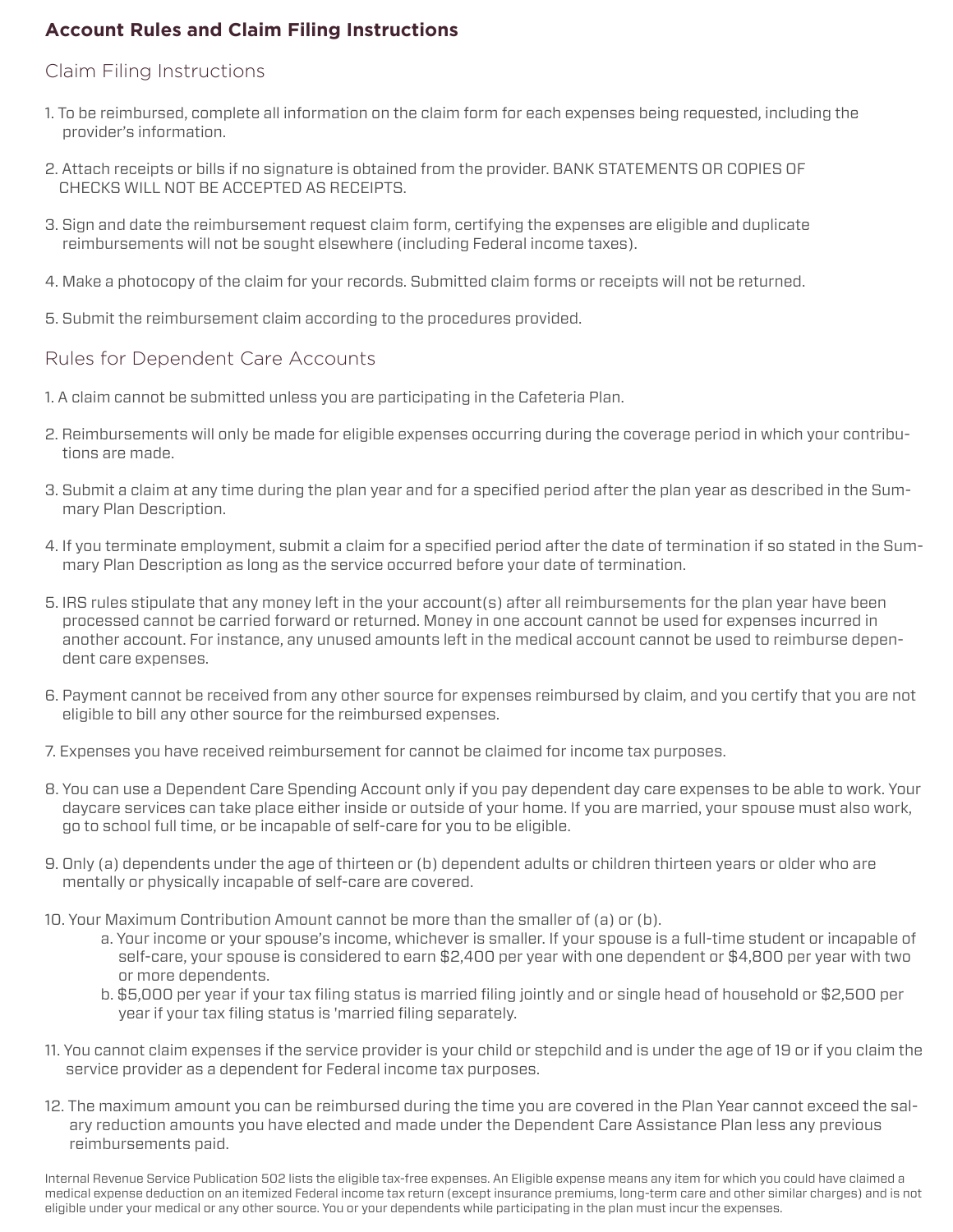## Account Rules and Claim Filing Instructions

### Claim Filing Instructions

1. To be reimbursed, complete all information on the claim form for each expenses being requested, including the provider's information.
2. Attach receipts or bills if no signature is obtained from the provider. BANK STATEMENTS OR COPIES OF CHECKS WILL NOT BE ACCEPTED AS RECEIPTS.
3. Sign and date the reimbursement request claim form, certifying the expenses are eligible and duplicate reimbursements will not be sought elsewhere (including Federal income taxes).
4. Make a photocopy of the claim for your records. Submitted claim forms or receipts will not be returned.
5. Submit the reimbursement claim according to the procedures provided.

### Rules for Dependent Care Accounts

1. A claim cannot be submitted unless you are participating in the Cafeteria Plan.
2. Reimbursements will only be made for eligible expenses occurring during the coverage period in which your contributions are made.
3. Submit a claim at any time during the plan year and for a specified period after the plan year as described in the Summary Plan Description.
4. If you terminate employment, submit a claim for a specified period after the date of termination if so stated in the Summary Plan Description as long as the service occurred before your date of termination.
5. IRS rules stipulate that any money left in the your account(s) after all reimbursements for the plan year have been processed cannot be carried forward or returned. Money in one account cannot be used for expenses incurred in another account. For instance, any unused amounts left in the medical account cannot be used to reimburse dependent care expenses.
6. Payment cannot be received from any other source for expenses reimbursed by claim, and you certify that you are not eligible to bill any other source for the reimbursed expenses.
7. Expenses you have received reimbursement for cannot be claimed for income tax purposes.
8. You can use a Dependent Care Spending Account only if you pay dependent day care expenses to be able to work. Your daycare services can take place either inside or outside of your home. If you are married, your spouse must also work, go to school full time, or be incapable of self-care for you to be eligible.
9. Only (a) dependents under the age of thirteen or (b) dependent adults or children thirteen years or older who are mentally or physically incapable of self-care are covered.
10. Your Maximum Contribution Amount cannot be more than the smaller of (a) or (b).
    a. Your income or your spouse's income, whichever is smaller. If your spouse is a full-time student or incapable of self-care, your spouse is considered to earn $2,400 per year with one dependent or $4,800 per year with two or more dependents.
    b. $5,000 per year if your tax filing status is married filing jointly and or single head of household or $2,500 per year if your tax filing status is 'married filing separately.
11. You cannot claim expenses if the service provider is your child or stepchild and is under the age of 19 or if you claim the service provider as a dependent for Federal income tax purposes.
12. The maximum amount you can be reimbursed during the time you are covered in the Plan Year cannot exceed the salary reduction amounts you have elected and made under the Dependent Care Assistance Plan less any previous reimbursements paid.

Internal Revenue Service Publication 502 lists the eligible tax-free expenses. An Eligible expense means any item for which you could have claimed a medical expense deduction on an itemized Federal income tax return (except insurance premiums, long-term care and other similar charges) and is not eligible under your medical or any other source. You or your dependents while participating in the plan must incur the expenses.